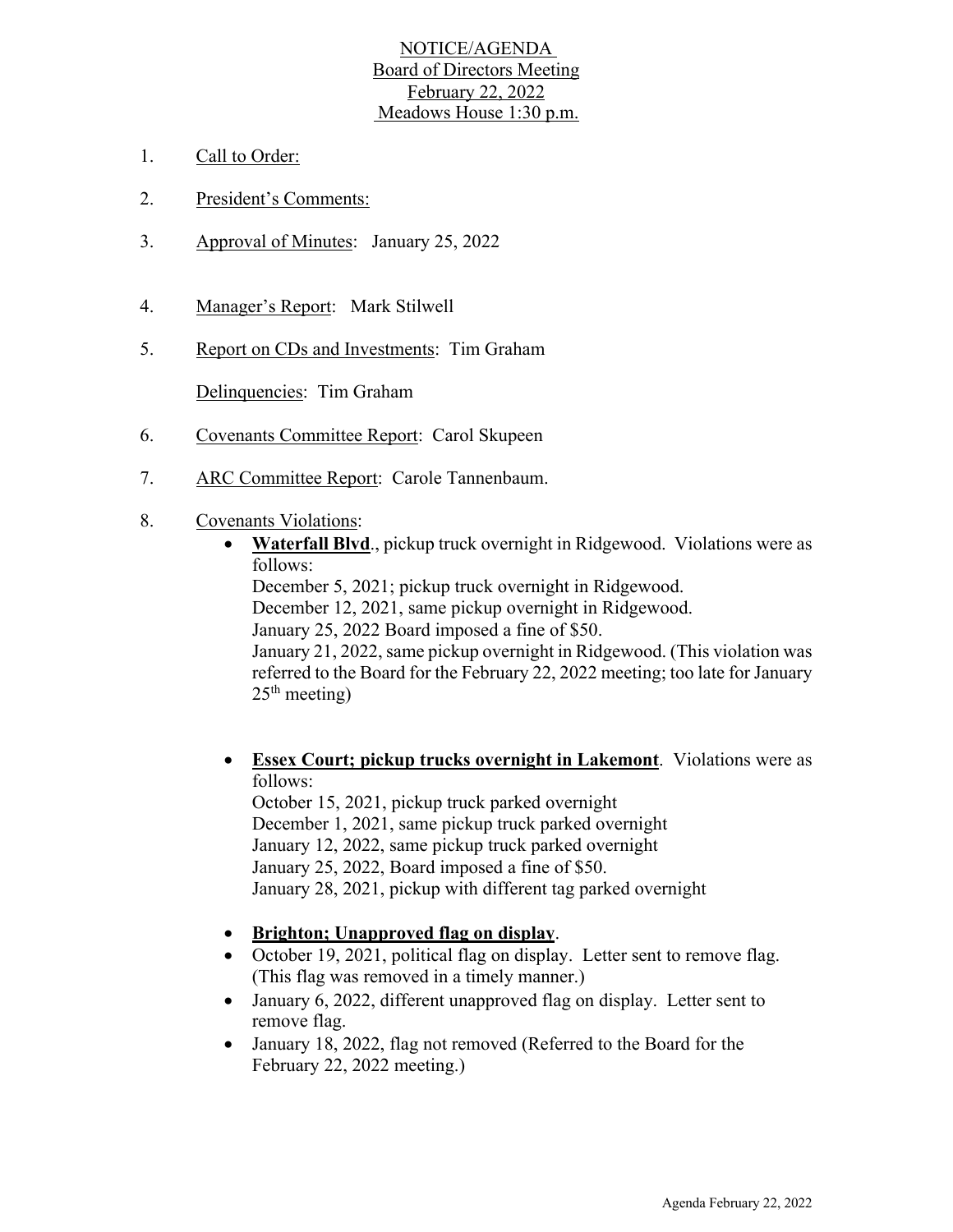# NOTICE/AGENDA
## Board of Directors Meeting
## February 22, 2022
## Meadows House 1:30 p.m.

1. Call to Order:

2. President's Comments:

3. Approval of Minutes: January 25, 2022

4. Manager's Report: Mark Stilwell

5. Report on CDs and Investments: Tim Graham

   Delinquencies: Tim Graham

6. Covenants Committee Report: Carol Skupeen

7. ARC Committee Report: Carole Tannenbaum.

8. Covenants Violations:
   - **Waterfall Blvd**., pickup truck overnight in Ridgewood. Violations were as follows:
     December 5, 2021; pickup truck overnight in Ridgewood.
     December 12, 2021, same pickup overnight in Ridgewood.
     January 25, 2022 Board imposed a fine of $50.
     January 21, 2022, same pickup overnight in Ridgewood. (This violation was referred to the Board for the February 22, 2022 meeting; too late for January 25th meeting)

   - **Essex Court; pickup trucks overnight in Lakemont**. Violations were as follows:
     October 15, 2021, pickup truck parked overnight
     December 1, 2021, same pickup truck parked overnight
     January 12, 2022, same pickup truck parked overnight
     January 25, 2022, Board imposed a fine of $50.
     January 28, 2021, pickup with different tag parked overnight

   - **Brighton; Unapproved flag on display**.
   - October 19, 2021, political flag on display. Letter sent to remove flag. (This flag was removed in a timely manner.)
   - January 6, 2022, different unapproved flag on display. Letter sent to remove flag.
   - January 18, 2022, flag not removed (Referred to the Board for the February 22, 2022 meeting.)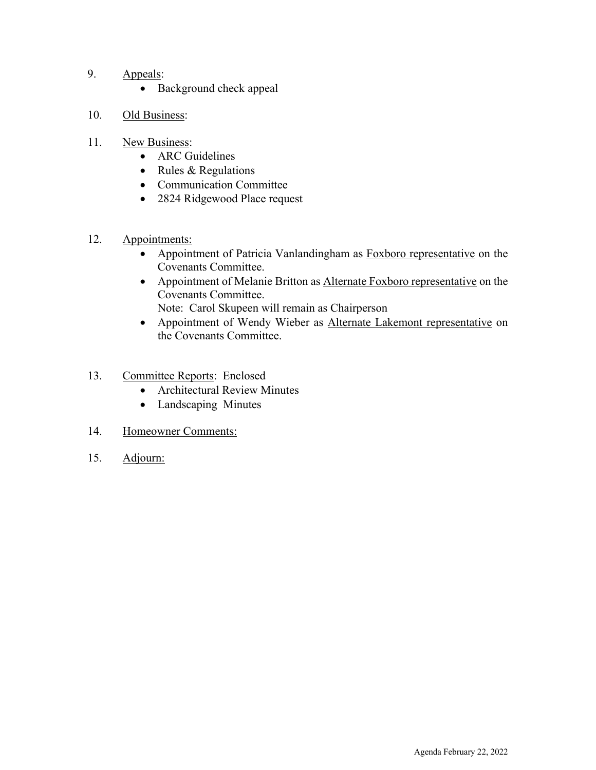9. Appeals:
    - Background check appeal

10. Old Business:

11. New Business:
    - ARC Guidelines
    - Rules & Regulations
    - Communication Committee
    - 2824 Ridgewood Place request

12. Appointments:
    - Appointment of Patricia Vanlandingham as Foxboro representative on the Covenants Committee.
    - Appointment of Melanie Britton as Alternate Foxboro representative on the Covenants Committee.
      Note: Carol Skupeen will remain as Chairperson
    - Appointment of Wendy Wieber as Alternate Lakemont representative on the Covenants Committee.

13. Committee Reports: Enclosed
    - Architectural Review Minutes
    - Landscaping Minutes

14. Homeowner Comments:

15. Adjourn: